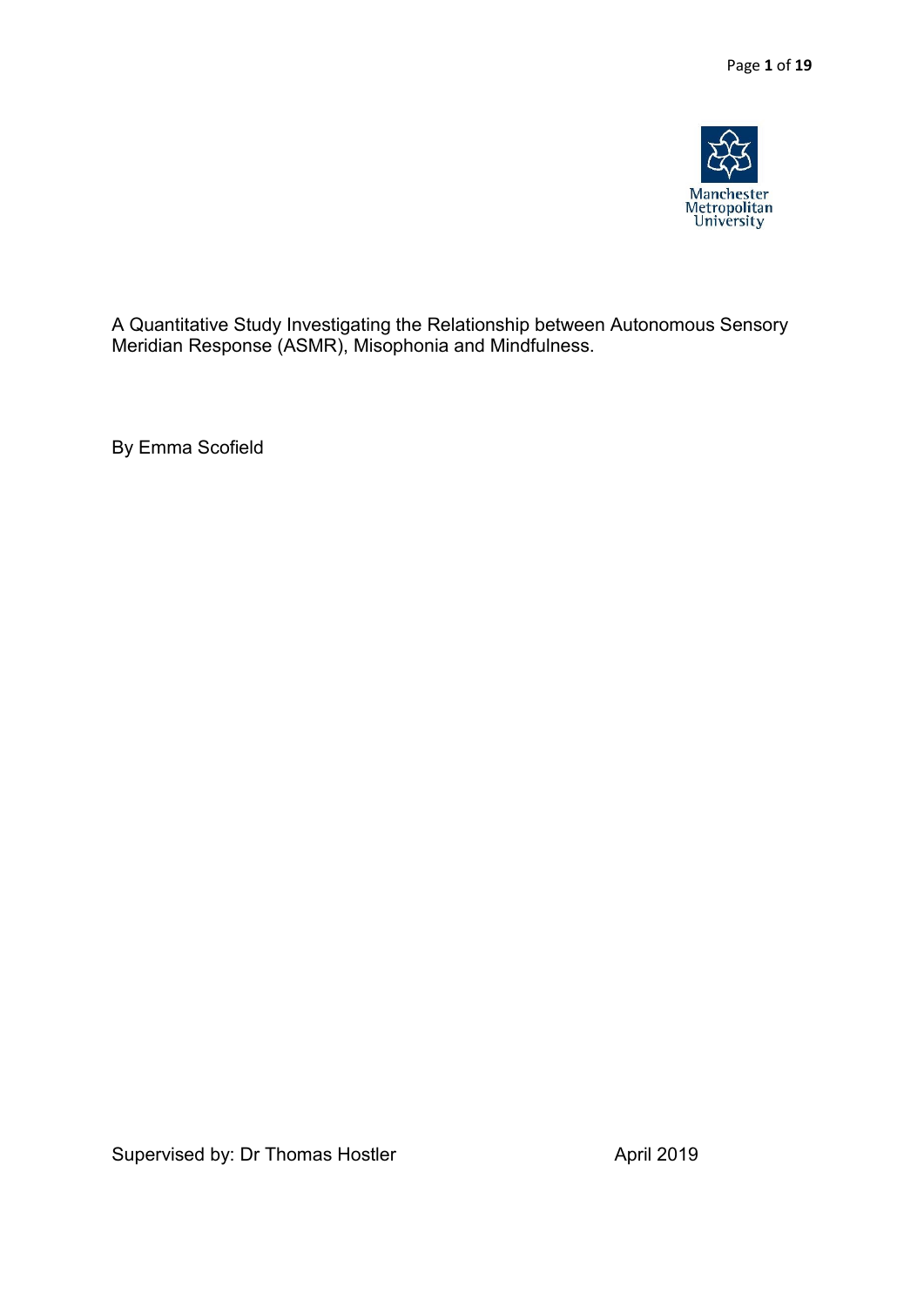Manchester Metropolitan University

# A Quantitative Study Investigating the Relationship between Autonomous Sensory Meridian Response (ASMR), Misophonia and Mindfulness.

By Emma Scofield

Supervised by: Dr Thomas Hostler

April 2019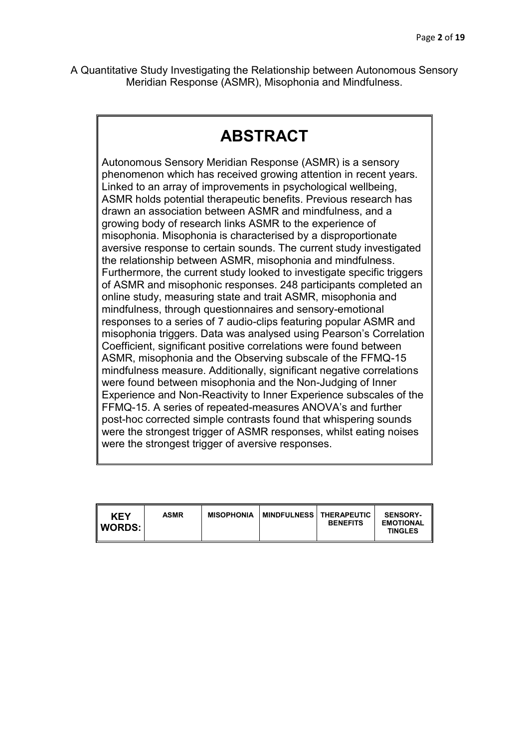A Quantitative Study Investigating the Relationship between Autonomous Sensory Meridian Response (ASMR), Misophonia and Mindfulness.

# ABSTRACT

Autonomous Sensory Meridian Response (ASMR) is a sensory phenomenon which has received growing attention in recent years. Linked to an array of improvements in psychological wellbeing, ASMR holds potential therapeutic benefits. Previous research has drawn an association between ASMR and mindfulness, and a growing body of research links ASMR to the experience of misophonia. Misophonia is characterised by a disproportionate aversive response to certain sounds. The current study investigated the relationship between ASMR, misophonia and mindfulness. Furthermore, the current study looked to investigate specific triggers of ASMR and misophonic responses. 248 participants completed an online study, measuring state and trait ASMR, misophonia and mindfulness, through questionnaires and sensory-emotional responses to a series of 7 audio-clips featuring popular ASMR and misophonia triggers. Data was analysed using Pearson's Correlation Coefficient, significant positive correlations were found between ASMR, misophonia and the Observing subscale of the FFMQ-15 mindfulness measure. Additionally, significant negative correlations were found between misophonia and the Non-Judging of Inner Experience and Non-Reactivity to Inner Experience subscales of the FFMQ-15. A series of repeated-measures ANOVA's and further post-hoc corrected simple contrasts found that whispering sounds were the strongest trigger of ASMR responses, whilst eating noises were the strongest trigger of aversive responses.

| KEY WORDS: | ASMR | MISOPHONIA | MINDFULNESS | THERAPEUTIC BENEFITS | SENSORY-EMOTIONAL TINGLES |
|---|---|---|---|---|---|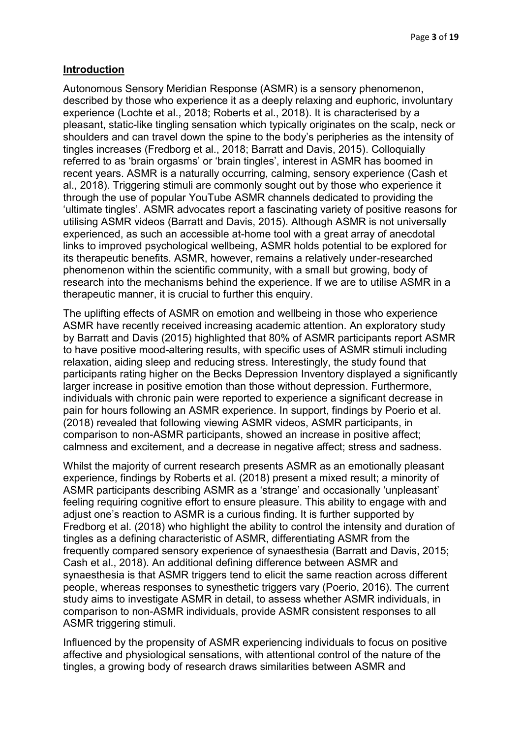## **Introduction**

Autonomous Sensory Meridian Response (ASMR) is a sensory phenomenon, described by those who experience it as a deeply relaxing and euphoric, involuntary experience (Lochte et al., 2018; Roberts et al., 2018). It is characterised by a pleasant, static-like tingling sensation which typically originates on the scalp, neck or shoulders and can travel down the spine to the body's peripheries as the intensity of tingles increases (Fredborg et al., 2018; Barratt and Davis, 2015). Colloquially referred to as 'brain orgasms' or 'brain tingles', interest in ASMR has boomed in recent years. ASMR is a naturally occurring, calming, sensory experience (Cash et al., 2018). Triggering stimuli are commonly sought out by those who experience it through the use of popular YouTube ASMR channels dedicated to providing the 'ultimate tingles'. ASMR advocates report a fascinating variety of positive reasons for utilising ASMR videos (Barratt and Davis, 2015). Although ASMR is not universally experienced, as such an accessible at-home tool with a great array of anecdotal links to improved psychological wellbeing, ASMR holds potential to be explored for its therapeutic benefits. ASMR, however, remains a relatively under-researched phenomenon within the scientific community, with a small but growing, body of research into the mechanisms behind the experience. If we are to utilise ASMR in a therapeutic manner, it is crucial to further this enquiry.

The uplifting effects of ASMR on emotion and wellbeing in those who experience ASMR have recently received increasing academic attention. An exploratory study by Barratt and Davis (2015) highlighted that 80% of ASMR participants report ASMR to have positive mood-altering results, with specific uses of ASMR stimuli including relaxation, aiding sleep and reducing stress. Interestingly, the study found that participants rating higher on the Becks Depression Inventory displayed a significantly larger increase in positive emotion than those without depression. Furthermore, individuals with chronic pain were reported to experience a significant decrease in pain for hours following an ASMR experience. In support, findings by Poerio et al. (2018) revealed that following viewing ASMR videos, ASMR participants, in comparison to non-ASMR participants, showed an increase in positive affect; calmness and excitement, and a decrease in negative affect; stress and sadness.

Whilst the majority of current research presents ASMR as an emotionally pleasant experience, findings by Roberts et al. (2018) present a mixed result; a minority of ASMR participants describing ASMR as a 'strange' and occasionally 'unpleasant' feeling requiring cognitive effort to ensure pleasure. This ability to engage with and adjust one's reaction to ASMR is a curious finding. It is further supported by Fredborg et al. (2018) who highlight the ability to control the intensity and duration of tingles as a defining characteristic of ASMR, differentiating ASMR from the frequently compared sensory experience of synaesthesia (Barratt and Davis, 2015; Cash et al., 2018). An additional defining difference between ASMR and synaesthesia is that ASMR triggers tend to elicit the same reaction across different people, whereas responses to synesthetic triggers vary (Poerio, 2016). The current study aims to investigate ASMR in detail, to assess whether ASMR individuals, in comparison to non-ASMR individuals, provide ASMR consistent responses to all ASMR triggering stimuli.

Influenced by the propensity of ASMR experiencing individuals to focus on positive affective and physiological sensations, with attentional control of the nature of the tingles, a growing body of research draws similarities between ASMR and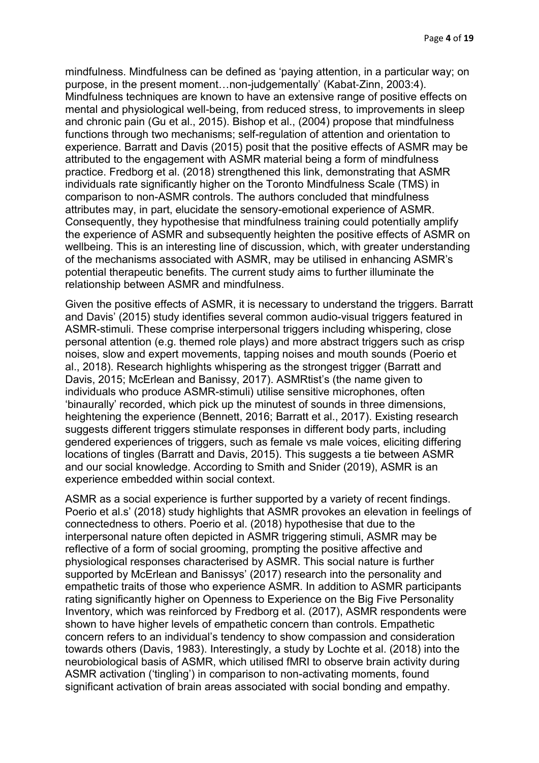mindfulness. Mindfulness can be defined as 'paying attention, in a particular way; on purpose, in the present moment…non-judgementally' (Kabat-Zinn, 2003:4). Mindfulness techniques are known to have an extensive range of positive effects on mental and physiological well-being, from reduced stress, to improvements in sleep and chronic pain (Gu et al., 2015). Bishop et al., (2004) propose that mindfulness functions through two mechanisms; self-regulation of attention and orientation to experience. Barratt and Davis (2015) posit that the positive effects of ASMR may be attributed to the engagement with ASMR material being a form of mindfulness practice. Fredborg et al. (2018) strengthened this link, demonstrating that ASMR individuals rate significantly higher on the Toronto Mindfulness Scale (TMS) in comparison to non-ASMR controls. The authors concluded that mindfulness attributes may, in part, elucidate the sensory-emotional experience of ASMR. Consequently, they hypothesise that mindfulness training could potentially amplify the experience of ASMR and subsequently heighten the positive effects of ASMR on wellbeing. This is an interesting line of discussion, which, with greater understanding of the mechanisms associated with ASMR, may be utilised in enhancing ASMR's potential therapeutic benefits. The current study aims to further illuminate the relationship between ASMR and mindfulness.

Given the positive effects of ASMR, it is necessary to understand the triggers. Barratt and Davis' (2015) study identifies several common audio-visual triggers featured in ASMR-stimuli. These comprise interpersonal triggers including whispering, close personal attention (e.g. themed role plays) and more abstract triggers such as crisp noises, slow and expert movements, tapping noises and mouth sounds (Poerio et al., 2018). Research highlights whispering as the strongest trigger (Barratt and Davis, 2015; McErlean and Banissy, 2017). ASMRtist's (the name given to individuals who produce ASMR-stimuli) utilise sensitive microphones, often 'binaurally' recorded, which pick up the minutest of sounds in three dimensions, heightening the experience (Bennett, 2016; Barratt et al., 2017). Existing research suggests different triggers stimulate responses in different body parts, including gendered experiences of triggers, such as female vs male voices, eliciting differing locations of tingles (Barratt and Davis, 2015). This suggests a tie between ASMR and our social knowledge. According to Smith and Snider (2019), ASMR is an experience embedded within social context.

ASMR as a social experience is further supported by a variety of recent findings. Poerio et al.s' (2018) study highlights that ASMR provokes an elevation in feelings of connectedness to others. Poerio et al. (2018) hypothesise that due to the interpersonal nature often depicted in ASMR triggering stimuli, ASMR may be reflective of a form of social grooming, prompting the positive affective and physiological responses characterised by ASMR. This social nature is further supported by McErlean and Banissys' (2017) research into the personality and empathetic traits of those who experience ASMR. In addition to ASMR participants rating significantly higher on Openness to Experience on the Big Five Personality Inventory, which was reinforced by Fredborg et al. (2017), ASMR respondents were shown to have higher levels of empathetic concern than controls. Empathetic concern refers to an individual's tendency to show compassion and consideration towards others (Davis, 1983). Interestingly, a study by Lochte et al. (2018) into the neurobiological basis of ASMR, which utilised fMRI to observe brain activity during ASMR activation ('tingling') in comparison to non-activating moments, found significant activation of brain areas associated with social bonding and empathy.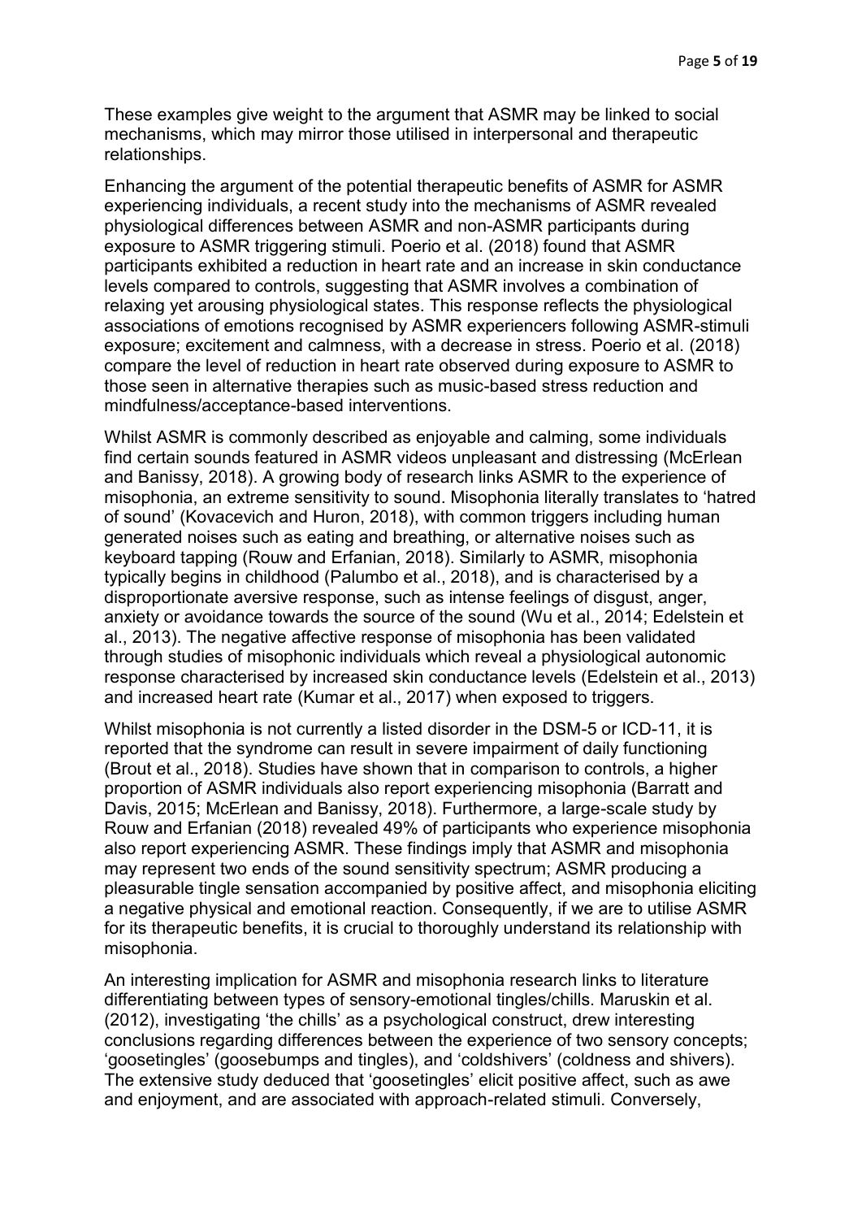These examples give weight to the argument that ASMR may be linked to social mechanisms, which may mirror those utilised in interpersonal and therapeutic relationships.

Enhancing the argument of the potential therapeutic benefits of ASMR for ASMR experiencing individuals, a recent study into the mechanisms of ASMR revealed physiological differences between ASMR and non-ASMR participants during exposure to ASMR triggering stimuli. Poerio et al. (2018) found that ASMR participants exhibited a reduction in heart rate and an increase in skin conductance levels compared to controls, suggesting that ASMR involves a combination of relaxing yet arousing physiological states. This response reflects the physiological associations of emotions recognised by ASMR experiencers following ASMR-stimuli exposure; excitement and calmness, with a decrease in stress. Poerio et al. (2018) compare the level of reduction in heart rate observed during exposure to ASMR to those seen in alternative therapies such as music-based stress reduction and mindfulness/acceptance-based interventions.

Whilst ASMR is commonly described as enjoyable and calming, some individuals find certain sounds featured in ASMR videos unpleasant and distressing (McErlean and Banissy, 2018). A growing body of research links ASMR to the experience of misophonia, an extreme sensitivity to sound. Misophonia literally translates to 'hatred of sound' (Kovacevich and Huron, 2018), with common triggers including human generated noises such as eating and breathing, or alternative noises such as keyboard tapping (Rouw and Erfanian, 2018). Similarly to ASMR, misophonia typically begins in childhood (Palumbo et al., 2018), and is characterised by a disproportionate aversive response, such as intense feelings of disgust, anger, anxiety or avoidance towards the source of the sound (Wu et al., 2014; Edelstein et al., 2013). The negative affective response of misophonia has been validated through studies of misophonic individuals which reveal a physiological autonomic response characterised by increased skin conductance levels (Edelstein et al., 2013) and increased heart rate (Kumar et al., 2017) when exposed to triggers.

Whilst misophonia is not currently a listed disorder in the DSM-5 or ICD-11, it is reported that the syndrome can result in severe impairment of daily functioning (Brout et al., 2018). Studies have shown that in comparison to controls, a higher proportion of ASMR individuals also report experiencing misophonia (Barratt and Davis, 2015; McErlean and Banissy, 2018). Furthermore, a large-scale study by Rouw and Erfanian (2018) revealed 49% of participants who experience misophonia also report experiencing ASMR. These findings imply that ASMR and misophonia may represent two ends of the sound sensitivity spectrum; ASMR producing a pleasurable tingle sensation accompanied by positive affect, and misophonia eliciting a negative physical and emotional reaction. Consequently, if we are to utilise ASMR for its therapeutic benefits, it is crucial to thoroughly understand its relationship with misophonia.

An interesting implication for ASMR and misophonia research links to literature differentiating between types of sensory-emotional tingles/chills. Maruskin et al. (2012), investigating 'the chills' as a psychological construct, drew interesting conclusions regarding differences between the experience of two sensory concepts; 'goosetingles' (goosebumps and tingles), and 'coldshivers' (coldness and shivers). The extensive study deduced that 'goosetingles' elicit positive affect, such as awe and enjoyment, and are associated with approach-related stimuli. Conversely,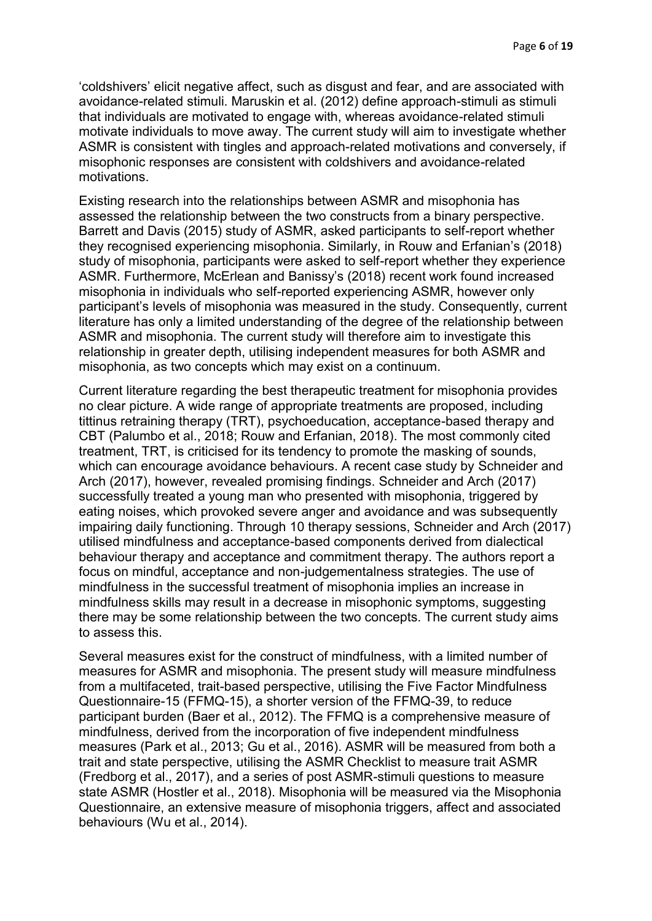'coldshivers' elicit negative affect, such as disgust and fear, and are associated with avoidance-related stimuli. Maruskin et al. (2012) define approach-stimuli as stimuli that individuals are motivated to engage with, whereas avoidance-related stimuli motivate individuals to move away. The current study will aim to investigate whether ASMR is consistent with tingles and approach-related motivations and conversely, if misophonic responses are consistent with coldshivers and avoidance-related motivations.

Existing research into the relationships between ASMR and misophonia has assessed the relationship between the two constructs from a binary perspective. Barrett and Davis (2015) study of ASMR, asked participants to self-report whether they recognised experiencing misophonia. Similarly, in Rouw and Erfanian's (2018) study of misophonia, participants were asked to self-report whether they experience ASMR. Furthermore, McErlean and Banissy's (2018) recent work found increased misophonia in individuals who self-reported experiencing ASMR, however only participant's levels of misophonia was measured in the study. Consequently, current literature has only a limited understanding of the degree of the relationship between ASMR and misophonia. The current study will therefore aim to investigate this relationship in greater depth, utilising independent measures for both ASMR and misophonia, as two concepts which may exist on a continuum.

Current literature regarding the best therapeutic treatment for misophonia provides no clear picture. A wide range of appropriate treatments are proposed, including tittinus retraining therapy (TRT), psychoeducation, acceptance-based therapy and CBT (Palumbo et al., 2018; Rouw and Erfanian, 2018). The most commonly cited treatment, TRT, is criticised for its tendency to promote the masking of sounds, which can encourage avoidance behaviours. A recent case study by Schneider and Arch (2017), however, revealed promising findings. Schneider and Arch (2017) successfully treated a young man who presented with misophonia, triggered by eating noises, which provoked severe anger and avoidance and was subsequently impairing daily functioning. Through 10 therapy sessions, Schneider and Arch (2017) utilised mindfulness and acceptance-based components derived from dialectical behaviour therapy and acceptance and commitment therapy. The authors report a focus on mindful, acceptance and non-judgementalness strategies. The use of mindfulness in the successful treatment of misophonia implies an increase in mindfulness skills may result in a decrease in misophonic symptoms, suggesting there may be some relationship between the two concepts. The current study aims to assess this.

Several measures exist for the construct of mindfulness, with a limited number of measures for ASMR and misophonia. The present study will measure mindfulness from a multifaceted, trait-based perspective, utilising the Five Factor Mindfulness Questionnaire-15 (FFMQ-15), a shorter version of the FFMQ-39, to reduce participant burden (Baer et al., 2012). The FFMQ is a comprehensive measure of mindfulness, derived from the incorporation of five independent mindfulness measures (Park et al., 2013; Gu et al., 2016). ASMR will be measured from both a trait and state perspective, utilising the ASMR Checklist to measure trait ASMR (Fredborg et al., 2017), and a series of post ASMR-stimuli questions to measure state ASMR (Hostler et al., 2018). Misophonia will be measured via the Misophonia Questionnaire, an extensive measure of misophonia triggers, affect and associated behaviours (Wu et al., 2014).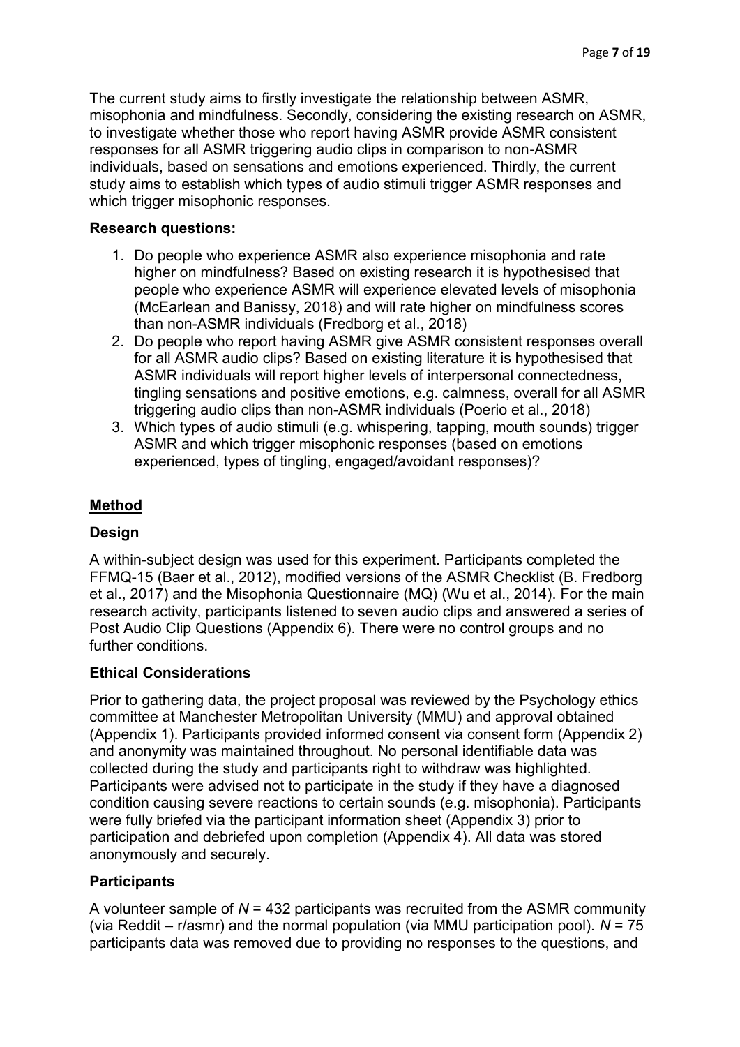The current study aims to firstly investigate the relationship between ASMR, misophonia and mindfulness. Secondly, considering the existing research on ASMR, to investigate whether those who report having ASMR provide ASMR consistent responses for all ASMR triggering audio clips in comparison to non-ASMR individuals, based on sensations and emotions experienced. Thirdly, the current study aims to establish which types of audio stimuli trigger ASMR responses and which trigger misophonic responses.

**Research questions:**

1. Do people who experience ASMR also experience misophonia and rate higher on mindfulness? Based on existing research it is hypothesised that people who experience ASMR will experience elevated levels of misophonia (McEarlean and Banissy, 2018) and will rate higher on mindfulness scores than non-ASMR individuals (Fredborg et al., 2018)
2. Do people who report having ASMR give ASMR consistent responses overall for all ASMR audio clips? Based on existing literature it is hypothesised that ASMR individuals will report higher levels of interpersonal connectedness, tingling sensations and positive emotions, e.g. calmness, overall for all ASMR triggering audio clips than non-ASMR individuals (Poerio et al., 2018)
3. Which types of audio stimuli (e.g. whispering, tapping, mouth sounds) trigger ASMR and which trigger misophonic responses (based on emotions experienced, types of tingling, engaged/avoidant responses)?

## Method

### Design

A within-subject design was used for this experiment. Participants completed the FFMQ-15 (Baer et al., 2012), modified versions of the ASMR Checklist (B. Fredborg et al., 2017) and the Misophonia Questionnaire (MQ) (Wu et al., 2014). For the main research activity, participants listened to seven audio clips and answered a series of Post Audio Clip Questions (Appendix 6). There were no control groups and no further conditions.

### Ethical Considerations

Prior to gathering data, the project proposal was reviewed by the Psychology ethics committee at Manchester Metropolitan University (MMU) and approval obtained (Appendix 1). Participants provided informed consent via consent form (Appendix 2) and anonymity was maintained throughout. No personal identifiable data was collected during the study and participants right to withdraw was highlighted. Participants were advised not to participate in the study if they have a diagnosed condition causing severe reactions to certain sounds (e.g. misophonia). Participants were fully briefed via the participant information sheet (Appendix 3) prior to participation and debriefed upon completion (Appendix 4). All data was stored anonymously and securely.

### Participants

A volunteer sample of $N$ = 432 participants was recruited from the ASMR community (via Reddit – r/asmr) and the normal population (via MMU participation pool). $N$ = 75 participants data was removed due to providing no responses to the questions, and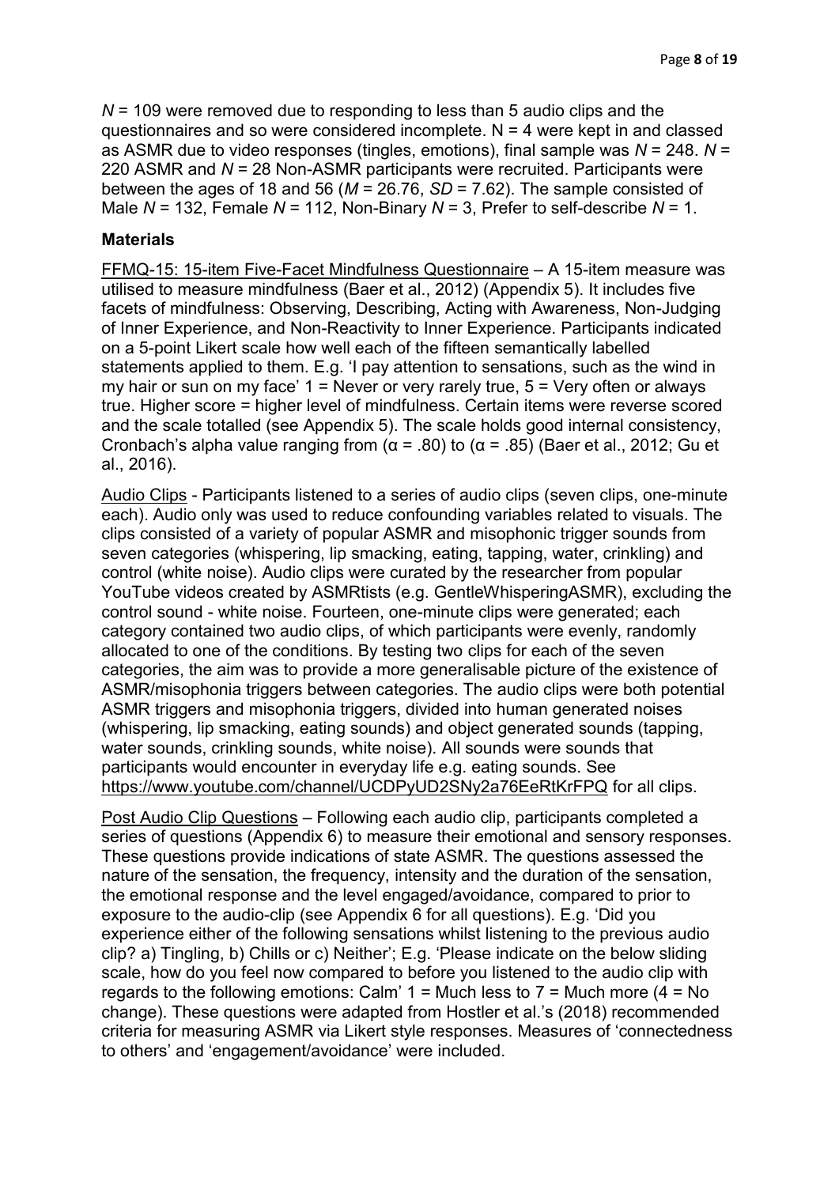$N$ = 109 were removed due to responding to less than 5 audio clips and the questionnaires and so were considered incomplete. N = 4 were kept in and classed as ASMR due to video responses (tingles, emotions), final sample was $N$ = 248. $N$ = 220 ASMR and $N$ = 28 Non-ASMR participants were recruited. Participants were between the ages of 18 and 56 ($M$ = 26.76, $SD$ = 7.62). The sample consisted of Male $N$ = 132, Female $N$ = 112, Non-Binary $N$ = 3, Prefer to self-describe $N$ = 1.

### Materials

FFMQ-15: 15-item Five-Facet Mindfulness Questionnaire – A 15-item measure was utilised to measure mindfulness (Baer et al., 2012) (Appendix 5). It includes five facets of mindfulness: Observing, Describing, Acting with Awareness, Non-Judging of Inner Experience, and Non-Reactivity to Inner Experience. Participants indicated on a 5-point Likert scale how well each of the fifteen semantically labelled statements applied to them. E.g. 'I pay attention to sensations, such as the wind in my hair or sun on my face' 1 = Never or very rarely true, 5 = Very often or always true. Higher score = higher level of mindfulness. Certain items were reverse scored and the scale totalled (see Appendix 5). The scale holds good internal consistency, Cronbach's alpha value ranging from ($\alpha$ = .80) to ($\alpha$ = .85) (Baer et al., 2012; Gu et al., 2016).

Audio Clips - Participants listened to a series of audio clips (seven clips, one-minute each). Audio only was used to reduce confounding variables related to visuals. The clips consisted of a variety of popular ASMR and misophonic trigger sounds from seven categories (whispering, lip smacking, eating, tapping, water, crinkling) and control (white noise). Audio clips were curated by the researcher from popular YouTube videos created by ASMRtists (e.g. GentleWhisperingASMR), excluding the control sound - white noise. Fourteen, one-minute clips were generated; each category contained two audio clips, of which participants were evenly, randomly allocated to one of the conditions. By testing two clips for each of the seven categories, the aim was to provide a more generalisable picture of the existence of ASMR/misophonia triggers between categories. The audio clips were both potential ASMR triggers and misophonia triggers, divided into human generated noises (whispering, lip smacking, eating sounds) and object generated sounds (tapping, water sounds, crinkling sounds, white noise). All sounds were sounds that participants would encounter in everyday life e.g. eating sounds. See https://www.youtube.com/channel/UCDPyUD2SNy2a76EeRtKrFPQ for all clips.

Post Audio Clip Questions – Following each audio clip, participants completed a series of questions (Appendix 6) to measure their emotional and sensory responses. These questions provide indications of state ASMR. The questions assessed the nature of the sensation, the frequency, intensity and the duration of the sensation, the emotional response and the level engaged/avoidance, compared to prior to exposure to the audio-clip (see Appendix 6 for all questions). E.g. 'Did you experience either of the following sensations whilst listening to the previous audio clip? a) Tingling, b) Chills or c) Neither'; E.g. 'Please indicate on the below sliding scale, how do you feel now compared to before you listened to the audio clip with regards to the following emotions: Calm' 1 = Much less to 7 = Much more (4 = No change). These questions were adapted from Hostler et al.'s (2018) recommended criteria for measuring ASMR via Likert style responses. Measures of 'connectedness to others' and 'engagement/avoidance' were included.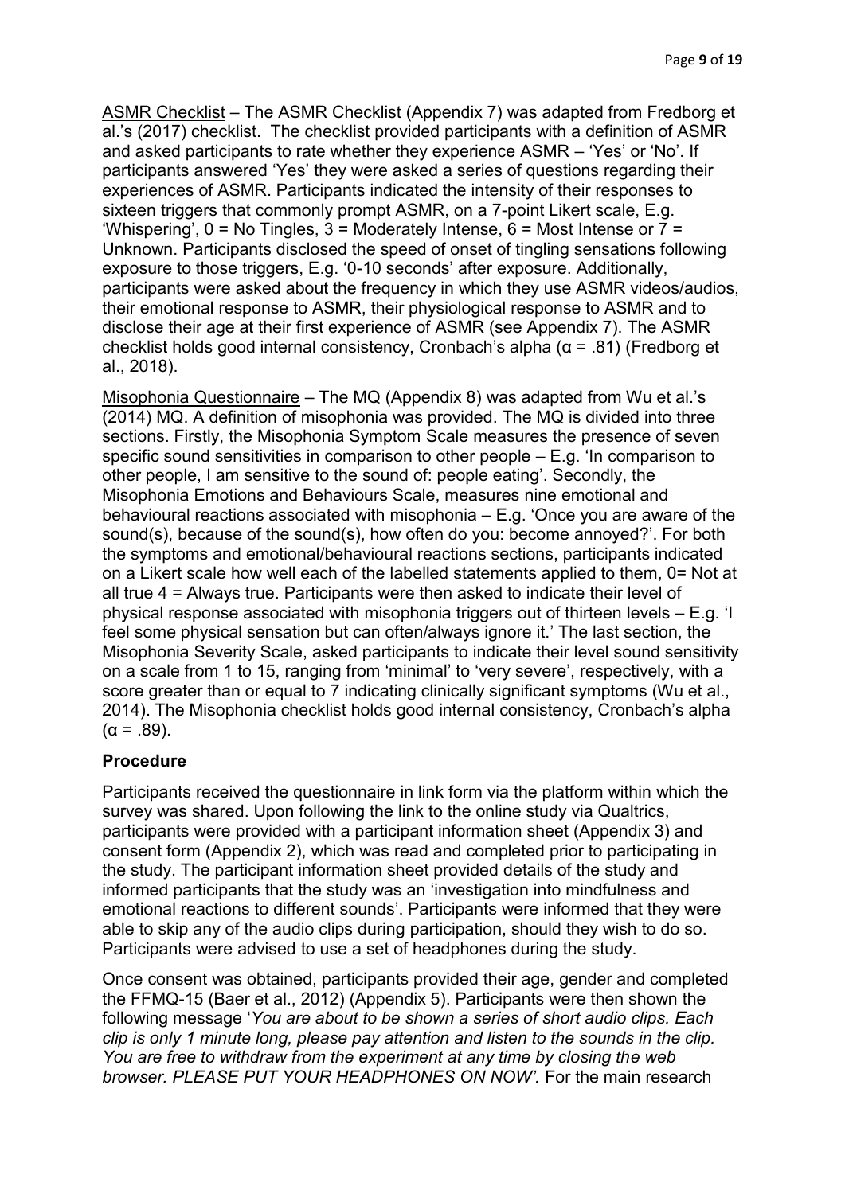<u>ASMR Checklist</u> – The ASMR Checklist (Appendix 7) was adapted from Fredborg et al.'s (2017) checklist. The checklist provided participants with a definition of ASMR and asked participants to rate whether they experience ASMR – 'Yes' or 'No'. If participants answered 'Yes' they were asked a series of questions regarding their experiences of ASMR. Participants indicated the intensity of their responses to sixteen triggers that commonly prompt ASMR, on a 7-point Likert scale, E.g. 'Whispering', 0 = No Tingles, 3 = Moderately Intense, 6 = Most Intense or 7 = Unknown. Participants disclosed the speed of onset of tingling sensations following exposure to those triggers, E.g. '0-10 seconds' after exposure. Additionally, participants were asked about the frequency in which they use ASMR videos/audios, their emotional response to ASMR, their physiological response to ASMR and to disclose their age at their first experience of ASMR (see Appendix 7). The ASMR checklist holds good internal consistency, Cronbach's alpha ($\alpha = .81$) (Fredborg et al., 2018).

<u>Misophonia Questionnaire</u> – The MQ (Appendix 8) was adapted from Wu et al.'s (2014) MQ. A definition of misophonia was provided. The MQ is divided into three sections. Firstly, the Misophonia Symptom Scale measures the presence of seven specific sound sensitivities in comparison to other people – E.g. 'In comparison to other people, I am sensitive to the sound of: people eating'. Secondly, the Misophonia Emotions and Behaviours Scale, measures nine emotional and behavioural reactions associated with misophonia – E.g. 'Once you are aware of the sound(s), because of the sound(s), how often do you: become annoyed?'. For both the symptoms and emotional/behavioural reactions sections, participants indicated on a Likert scale how well each of the labelled statements applied to them, 0= Not at all true 4 = Always true. Participants were then asked to indicate their level of physical response associated with misophonia triggers out of thirteen levels – E.g. 'I feel some physical sensation but can often/always ignore it.' The last section, the Misophonia Severity Scale, asked participants to indicate their level sound sensitivity on a scale from 1 to 15, ranging from 'minimal' to 'very severe', respectively, with a score greater than or equal to 7 indicating clinically significant symptoms (Wu et al., 2014). The Misophonia checklist holds good internal consistency, Cronbach's alpha ($\alpha = .89$).

### Procedure

Participants received the questionnaire in link form via the platform within which the survey was shared. Upon following the link to the online study via Qualtrics, participants were provided with a participant information sheet (Appendix 3) and consent form (Appendix 2), which was read and completed prior to participating in the study. The participant information sheet provided details of the study and informed participants that the study was an 'investigation into mindfulness and emotional reactions to different sounds'. Participants were informed that they were able to skip any of the audio clips during participation, should they wish to do so. Participants were advised to use a set of headphones during the study.

Once consent was obtained, participants provided their age, gender and completed the FFMQ-15 (Baer et al., 2012) (Appendix 5). Participants were then shown the following message '*You are about to be shown a series of short audio clips. Each clip is only 1 minute long, please pay attention and listen to the sounds in the clip. You are free to withdraw from the experiment at any time by closing the web browser. PLEASE PUT YOUR HEADPHONES ON NOW'.* For the main research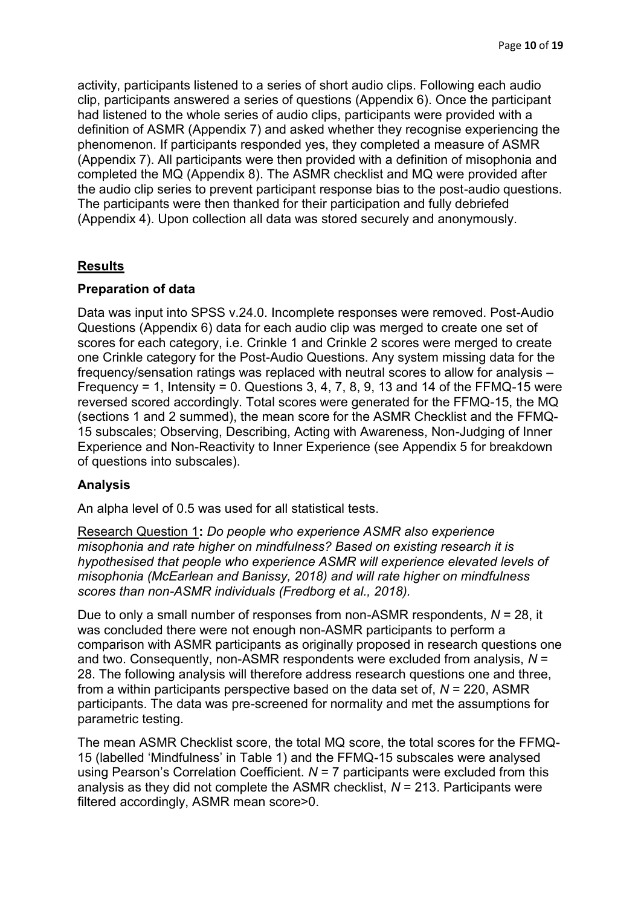activity, participants listened to a series of short audio clips. Following each audio clip, participants answered a series of questions (Appendix 6). Once the participant had listened to the whole series of audio clips, participants were provided with a definition of ASMR (Appendix 7) and asked whether they recognise experiencing the phenomenon. If participants responded yes, they completed a measure of ASMR (Appendix 7). All participants were then provided with a definition of misophonia and completed the MQ (Appendix 8). The ASMR checklist and MQ were provided after the audio clip series to prevent participant response bias to the post-audio questions. The participants were then thanked for their participation and fully debriefed (Appendix 4). Upon collection all data was stored securely and anonymously.

## Results

### Preparation of data

Data was input into SPSS v.24.0. Incomplete responses were removed. Post-Audio Questions (Appendix 6) data for each audio clip was merged to create one set of scores for each category, i.e. Crinkle 1 and Crinkle 2 scores were merged to create one Crinkle category for the Post-Audio Questions. Any system missing data for the frequency/sensation ratings was replaced with neutral scores to allow for analysis – Frequency = 1, Intensity = 0. Questions 3, 4, 7, 8, 9, 13 and 14 of the FFMQ-15 were reversed scored accordingly. Total scores were generated for the FFMQ-15, the MQ (sections 1 and 2 summed), the mean score for the ASMR Checklist and the FFMQ-15 subscales; Observing, Describing, Acting with Awareness, Non-Judging of Inner Experience and Non-Reactivity to Inner Experience (see Appendix 5 for breakdown of questions into subscales).

### Analysis

An alpha level of 0.5 was used for all statistical tests.

Research Question 1**:** *Do people who experience ASMR also experience misophonia and rate higher on mindfulness? Based on existing research it is hypothesised that people who experience ASMR will experience elevated levels of misophonia (McEarlean and Banissy, 2018) and will rate higher on mindfulness scores than non-ASMR individuals (Fredborg et al., 2018).*

Due to only a small number of responses from non-ASMR respondents, $N$ = 28, it was concluded there were not enough non-ASMR participants to perform a comparison with ASMR participants as originally proposed in research questions one and two. Consequently, non-ASMR respondents were excluded from analysis, $N$ = 28. The following analysis will therefore address research questions one and three, from a within participants perspective based on the data set of, $N$ = 220, ASMR participants. The data was pre-screened for normality and met the assumptions for parametric testing.

The mean ASMR Checklist score, the total MQ score, the total scores for the FFMQ-15 (labelled 'Mindfulness' in Table 1) and the FFMQ-15 subscales were analysed using Pearson's Correlation Coefficient. $N$ = 7 participants were excluded from this analysis as they did not complete the ASMR checklist, $N$ = 213. Participants were filtered accordingly, ASMR mean score>0.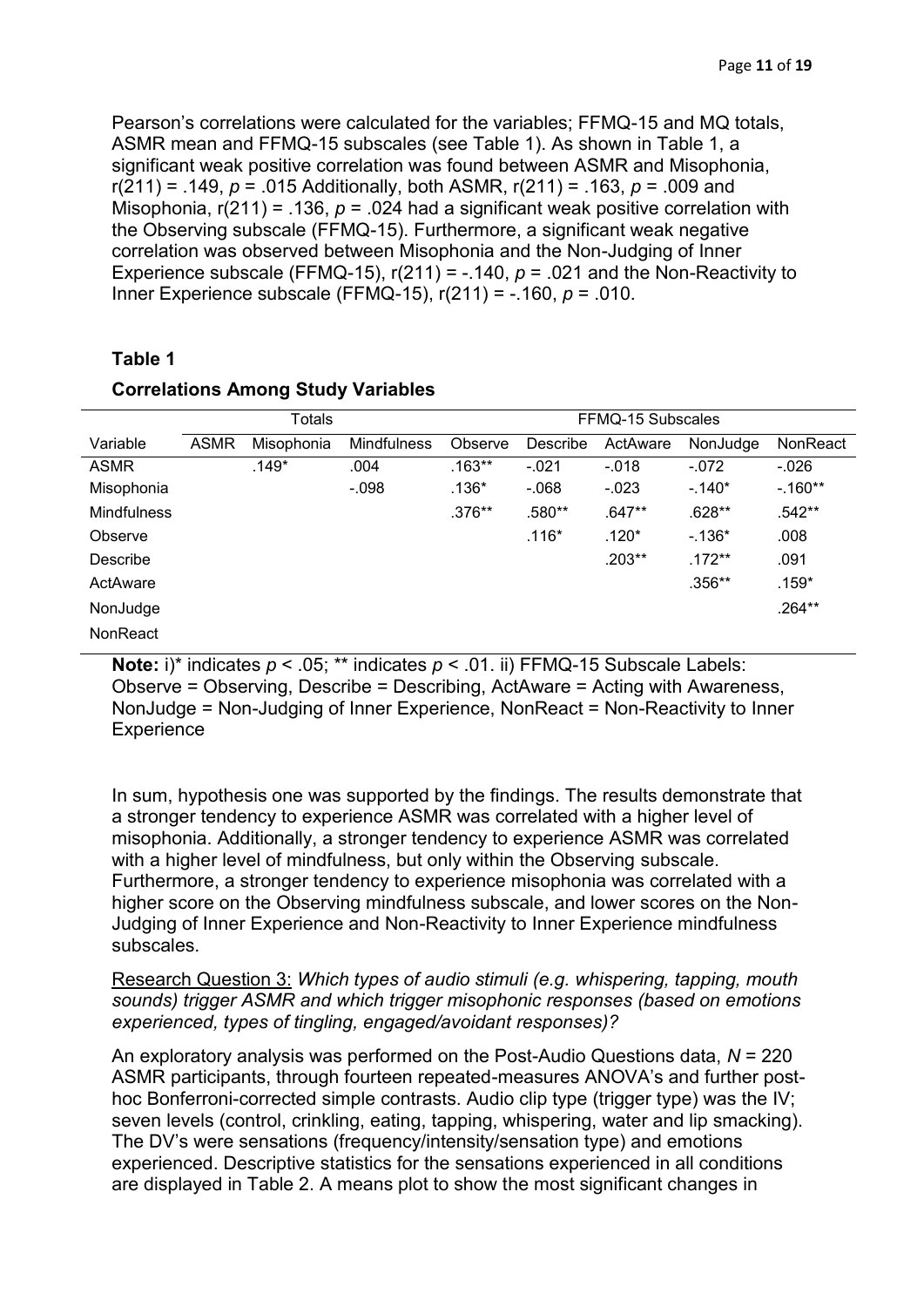Pearson's correlations were calculated for the variables; FFMQ-15 and MQ totals, ASMR mean and FFMQ-15 subscales (see Table 1). As shown in Table 1, a significant weak positive correlation was found between ASMR and Misophonia, $r(211) = .149$, $p = .015$ Additionally, both ASMR, $r(211) = .163$, $p = .009$ and Misophonia, $r(211) = .136$, $p = .024$ had a significant weak positive correlation with the Observing subscale (FFMQ-15). Furthermore, a significant weak negative correlation was observed between Misophonia and the Non-Judging of Inner Experience subscale (FFMQ-15), $r(211) = -.140$, $p = .021$ and the Non-Reactivity to Inner Experience subscale (FFMQ-15), $r(211) = -.160$, $p = .010$.

**Table 1**

**Correlations Among Study Variables**

| | Totals | | | FFMQ-15 Subscales | | | | |
|---|---|---|---|---|---|---|---|---|
| Variable | ASMR | Misophonia | Mindfulness | Observe | Describe | ActAware | NonJudge | NonReact |
| ASMR | | .149* | .004 | .163** | -.021 | -.018 | -.072 | -.026 |
| Misophonia | | | -.098 | .136* | -.068 | -.023 | -.140* | -.160** |
| Mindfulness | | | | .376** | .580** | .647** | .628** | .542** |
| Observe | | | | | .116* | .120* | -.136* | .008 |
| Describe | | | | | | .203** | .172** | .091 |
| ActAware | | | | | | | .356** | .159* |
| NonJudge | | | | | | | | .264** |
| NonReact | | | | | | | | |

**Note:** i)* indicates $p < .05$; ** indicates $p < .01$. ii) FFMQ-15 Subscale Labels: Observe = Observing, Describe = Describing, ActAware = Acting with Awareness, NonJudge = Non-Judging of Inner Experience, NonReact = Non-Reactivity to Inner Experience

In sum, hypothesis one was supported by the findings. The results demonstrate that a stronger tendency to experience ASMR was correlated with a higher level of misophonia. Additionally, a stronger tendency to experience ASMR was correlated with a higher level of mindfulness, but only within the Observing subscale. Furthermore, a stronger tendency to experience misophonia was correlated with a higher score on the Observing mindfulness subscale, and lower scores on the Non-Judging of Inner Experience and Non-Reactivity to Inner Experience mindfulness subscales.

Research Question 3: *Which types of audio stimuli (e.g. whispering, tapping, mouth sounds) trigger ASMR and which trigger misophonic responses (based on emotions experienced, types of tingling, engaged/avoidant responses)?*

An exploratory analysis was performed on the Post-Audio Questions data, $N = 220$ ASMR participants, through fourteen repeated-measures ANOVA's and further post-hoc Bonferroni-corrected simple contrasts. Audio clip type (trigger type) was the IV; seven levels (control, crinkling, eating, tapping, whispering, water and lip smacking). The DV's were sensations (frequency/intensity/sensation type) and emotions experienced. Descriptive statistics for the sensations experienced in all conditions are displayed in Table 2. A means plot to show the most significant changes in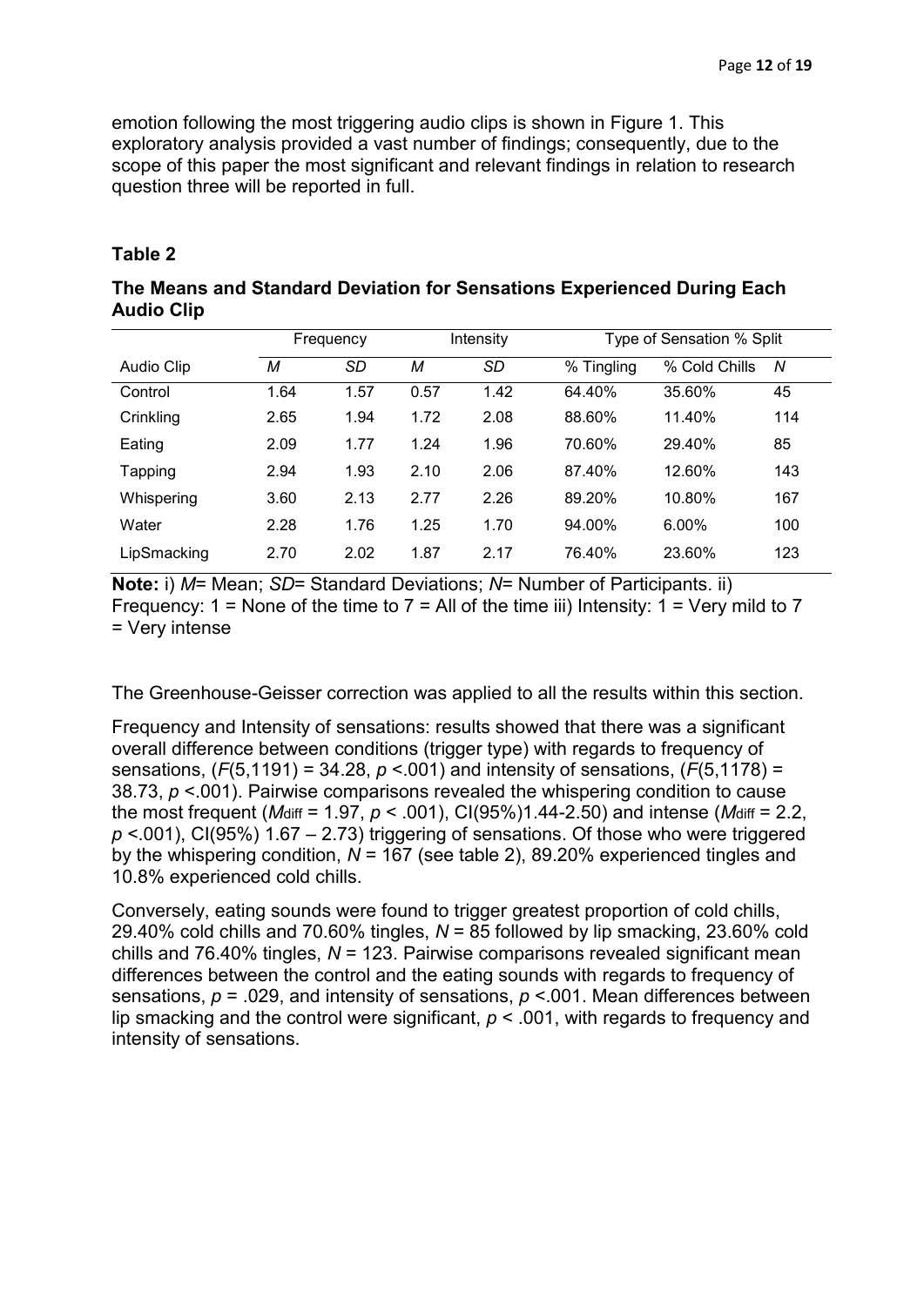emotion following the most triggering audio clips is shown in Figure 1. This exploratory analysis provided a vast number of findings; consequently, due to the scope of this paper the most significant and relevant findings in relation to research question three will be reported in full.

**Table 2**

**The Means and Standard Deviation for Sensations Experienced During Each Audio Clip**

| | Frequency | | Intensity | | Type of Sensation % Split | | |
|---|---|---|---|---|---|---|---|
| Audio Clip | *M* | *SD* | *M* | *SD* | % Tingling | % Cold Chills | *N* |
| Control | 1.64 | 1.57 | 0.57 | 1.42 | 64.40% | 35.60% | 45 |
| Crinkling | 2.65 | 1.94 | 1.72 | 2.08 | 88.60% | 11.40% | 114 |
| Eating | 2.09 | 1.77 | 1.24 | 1.96 | 70.60% | 29.40% | 85 |
| Tapping | 2.94 | 1.93 | 2.10 | 2.06 | 87.40% | 12.60% | 143 |
| Whispering | 3.60 | 2.13 | 2.77 | 2.26 | 89.20% | 10.80% | 167 |
| Water | 2.28 | 1.76 | 1.25 | 1.70 | 94.00% | 6.00% | 100 |
| LipSmacking | 2.70 | 2.02 | 1.87 | 2.17 | 76.40% | 23.60% | 123 |

**Note:** i) *M*= Mean; *SD*= Standard Deviations; *N*= Number of Participants. ii) Frequency: 1 = None of the time to 7 = All of the time iii) Intensity: 1 = Very mild to 7 = Very intense

The Greenhouse-Geisser correction was applied to all the results within this section.

Frequency and Intensity of sensations: results showed that there was a significant overall difference between conditions (trigger type) with regards to frequency of sensations, ($F(5,1191) = 34.28$, $p < .001$) and intensity of sensations, ($F(5,1178) = 38.73$, $p < .001$). Pairwise comparisons revealed the whispering condition to cause the most frequent ($M_{diff} = 1.97$, $p < .001$), CI(95%)1.44-2.50) and intense ($M_{diff} = 2.2$, $p < .001$), CI(95%) 1.67 – 2.73) triggering of sensations. Of those who were triggered by the whispering condition, $N = 167$ (see table 2), 89.20% experienced tingles and 10.8% experienced cold chills.

Conversely, eating sounds were found to trigger greatest proportion of cold chills, 29.40% cold chills and 70.60% tingles, $N = 85$ followed by lip smacking, 23.60% cold chills and 76.40% tingles, $N = 123$. Pairwise comparisons revealed significant mean differences between the control and the eating sounds with regards to frequency of sensations, $p = .029$, and intensity of sensations, $p < .001$. Mean differences between lip smacking and the control were significant, $p < .001$, with regards to frequency and intensity of sensations.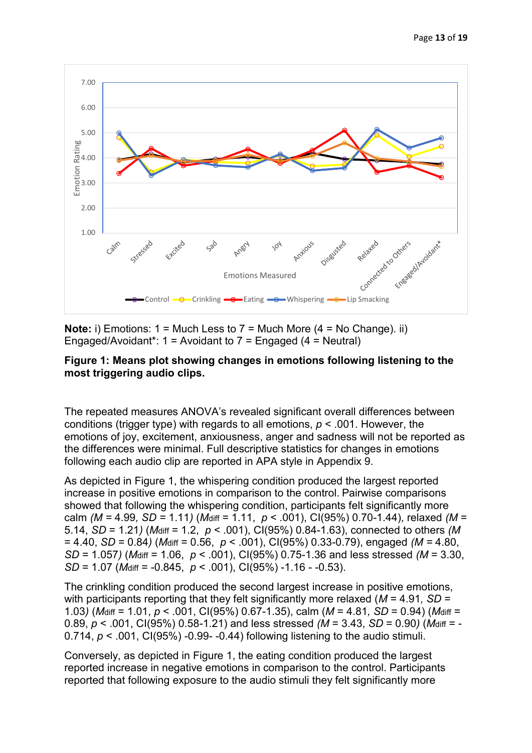**Note:** i) Emotions: 1 = Much Less to 7 = Much More (4 = No Change). ii) Engaged/Avoidant*: 1 = Avoidant to 7 = Engaged (4 = Neutral)

**Figure 1: Means plot showing changes in emotions following listening to the most triggering audio clips.**

The repeated measures ANOVA's revealed significant overall differences between conditions (trigger type) with regards to all emotions, $p < .001$. However, the emotions of joy, excitement, anxiousness, anger and sadness will not be reported as the differences were minimal. Full descriptive statistics for changes in emotions following each audio clip are reported in APA style in Appendix 9.

As depicted in Figure 1, the whispering condition produced the largest reported increase in positive emotions in comparison to the control. Pairwise comparisons showed that following the whispering condition, participants felt significantly more calm ($M = 4.99$, $SD = 1.11$) ($M_{diff} = 1.11$, $p < .001$), CI(95%) 0.70-1.44), relaxed ($M = 5.14$, $SD = 1.21$) ($M_{diff} = 1.2$, $p < .001$), CI(95%) 0.84-1.63), connected to others ($M = 4.40$, $SD = 0.84$) ($M_{diff} = 0.56$, $p < .001$), CI(95%) 0.33-0.79), engaged ($M = 4.80$, $SD = 1.057$) ($M_{diff} = 1.06$, $p < .001$), CI(95%) 0.75-1.36 and less stressed ($M = 3.30$, $SD = 1.07$ ($M_{diff} = -0.845$, $p < .001$), CI(95%) -1.16 - -0.53).

The crinkling condition produced the second largest increase in positive emotions, with participants reporting that they felt significantly more relaxed ($M = 4.91$, $SD = 1.03$) ($M_{diff} = 1.01$, $p < .001$, CI(95%) 0.67-1.35), calm ($M = 4.81$, $SD = 0.94$) ($M_{diff} = 0.89$, $p < .001$, CI(95%) 0.58-1.21) and less stressed ($M = 3.43$, $SD = 0.90$) ($M_{diff} = -0.714$, $p < .001$, CI(95%) -0.99- -0.44) following listening to the audio stimuli.

Conversely, as depicted in Figure 1, the eating condition produced the largest reported increase in negative emotions in comparison to the control. Participants reported that following exposure to the audio stimuli they felt significantly more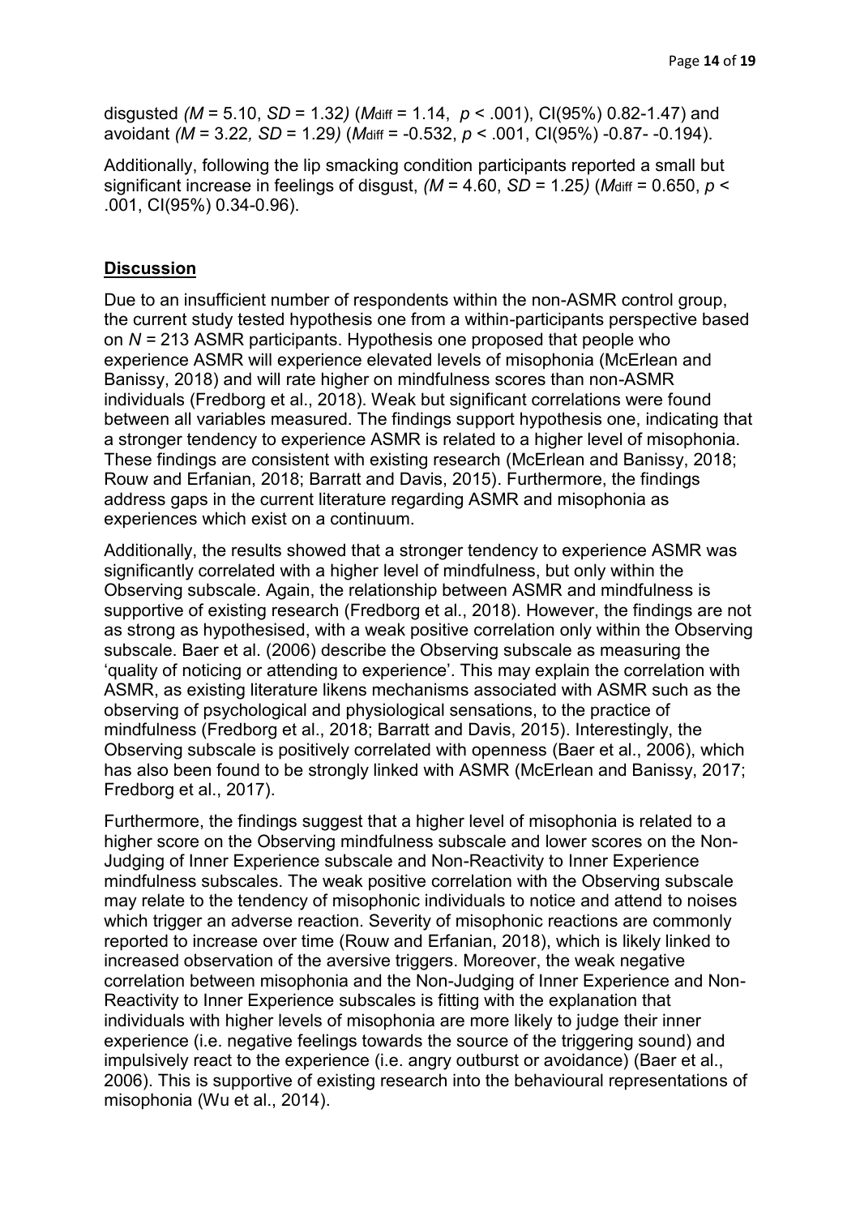disgusted *(M* = 5.10, *SD* = 1.32*)* ($M_{diff}$ = 1.14, $p$ < .001), CI(95%) 0.82-1.47) and avoidant *(M* = 3.22*, SD* = 1.29*)* ($M_{diff}$ = -0.532, $p$ < .001, CI(95%) -0.87- -0.194).

Additionally, following the lip smacking condition participants reported a small but significant increase in feelings of disgust, *(M* = 4.60, *SD* = 1.25*)* ($M_{diff}$ = 0.650, $p$ < .001, CI(95%) 0.34-0.96).

## **Discussion**

Due to an insufficient number of respondents within the non-ASMR control group, the current study tested hypothesis one from a within-participants perspective based on *N* = 213 ASMR participants. Hypothesis one proposed that people who experience ASMR will experience elevated levels of misophonia (McErlean and Banissy, 2018) and will rate higher on mindfulness scores than non-ASMR individuals (Fredborg et al., 2018). Weak but significant correlations were found between all variables measured. The findings support hypothesis one, indicating that a stronger tendency to experience ASMR is related to a higher level of misophonia. These findings are consistent with existing research (McErlean and Banissy, 2018; Rouw and Erfanian, 2018; Barratt and Davis, 2015). Furthermore, the findings address gaps in the current literature regarding ASMR and misophonia as experiences which exist on a continuum.

Additionally, the results showed that a stronger tendency to experience ASMR was significantly correlated with a higher level of mindfulness, but only within the Observing subscale. Again, the relationship between ASMR and mindfulness is supportive of existing research (Fredborg et al., 2018). However, the findings are not as strong as hypothesised, with a weak positive correlation only within the Observing subscale. Baer et al. (2006) describe the Observing subscale as measuring the 'quality of noticing or attending to experience'. This may explain the correlation with ASMR, as existing literature likens mechanisms associated with ASMR such as the observing of psychological and physiological sensations, to the practice of mindfulness (Fredborg et al., 2018; Barratt and Davis, 2015). Interestingly, the Observing subscale is positively correlated with openness (Baer et al., 2006), which has also been found to be strongly linked with ASMR (McErlean and Banissy, 2017; Fredborg et al., 2017).

Furthermore, the findings suggest that a higher level of misophonia is related to a higher score on the Observing mindfulness subscale and lower scores on the Non-Judging of Inner Experience subscale and Non-Reactivity to Inner Experience mindfulness subscales. The weak positive correlation with the Observing subscale may relate to the tendency of misophonic individuals to notice and attend to noises which trigger an adverse reaction. Severity of misophonic reactions are commonly reported to increase over time (Rouw and Erfanian, 2018), which is likely linked to increased observation of the aversive triggers. Moreover, the weak negative correlation between misophonia and the Non-Judging of Inner Experience and Non-Reactivity to Inner Experience subscales is fitting with the explanation that individuals with higher levels of misophonia are more likely to judge their inner experience (i.e. negative feelings towards the source of the triggering sound) and impulsively react to the experience (i.e. angry outburst or avoidance) (Baer et al., 2006). This is supportive of existing research into the behavioural representations of misophonia (Wu et al., 2014).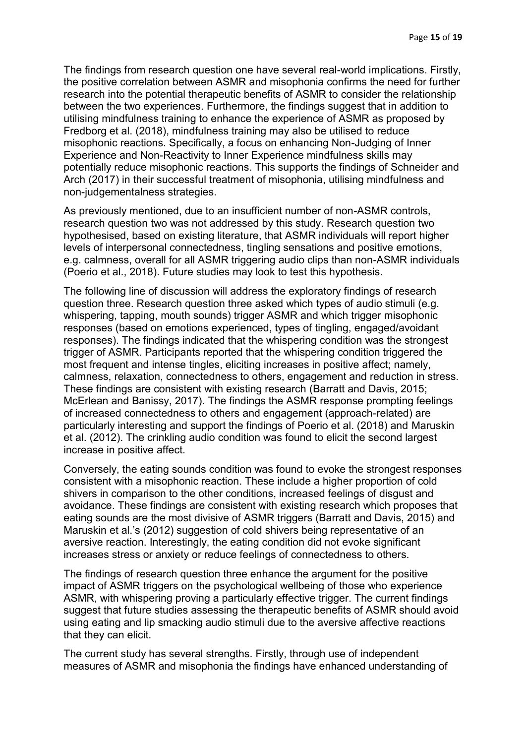The findings from research question one have several real-world implications. Firstly, the positive correlation between ASMR and misophonia confirms the need for further research into the potential therapeutic benefits of ASMR to consider the relationship between the two experiences. Furthermore, the findings suggest that in addition to utilising mindfulness training to enhance the experience of ASMR as proposed by Fredborg et al. (2018), mindfulness training may also be utilised to reduce misophonic reactions. Specifically, a focus on enhancing Non-Judging of Inner Experience and Non-Reactivity to Inner Experience mindfulness skills may potentially reduce misophonic reactions. This supports the findings of Schneider and Arch (2017) in their successful treatment of misophonia, utilising mindfulness and non-judgementalness strategies.

As previously mentioned, due to an insufficient number of non-ASMR controls, research question two was not addressed by this study. Research question two hypothesised, based on existing literature, that ASMR individuals will report higher levels of interpersonal connectedness, tingling sensations and positive emotions, e.g. calmness, overall for all ASMR triggering audio clips than non-ASMR individuals (Poerio et al., 2018). Future studies may look to test this hypothesis.

The following line of discussion will address the exploratory findings of research question three. Research question three asked which types of audio stimuli (e.g. whispering, tapping, mouth sounds) trigger ASMR and which trigger misophonic responses (based on emotions experienced, types of tingling, engaged/avoidant responses). The findings indicated that the whispering condition was the strongest trigger of ASMR. Participants reported that the whispering condition triggered the most frequent and intense tingles, eliciting increases in positive affect; namely, calmness, relaxation, connectedness to others, engagement and reduction in stress. These findings are consistent with existing research (Barratt and Davis, 2015; McErlean and Banissy, 2017). The findings the ASMR response prompting feelings of increased connectedness to others and engagement (approach-related) are particularly interesting and support the findings of Poerio et al. (2018) and Maruskin et al. (2012). The crinkling audio condition was found to elicit the second largest increase in positive affect.

Conversely, the eating sounds condition was found to evoke the strongest responses consistent with a misophonic reaction. These include a higher proportion of cold shivers in comparison to the other conditions, increased feelings of disgust and avoidance. These findings are consistent with existing research which proposes that eating sounds are the most divisive of ASMR triggers (Barratt and Davis, 2015) and Maruskin et al.'s (2012) suggestion of cold shivers being representative of an aversive reaction. Interestingly, the eating condition did not evoke significant increases stress or anxiety or reduce feelings of connectedness to others.

The findings of research question three enhance the argument for the positive impact of ASMR triggers on the psychological wellbeing of those who experience ASMR, with whispering proving a particularly effective trigger. The current findings suggest that future studies assessing the therapeutic benefits of ASMR should avoid using eating and lip smacking audio stimuli due to the aversive affective reactions that they can elicit.

The current study has several strengths. Firstly, through use of independent measures of ASMR and misophonia the findings have enhanced understanding of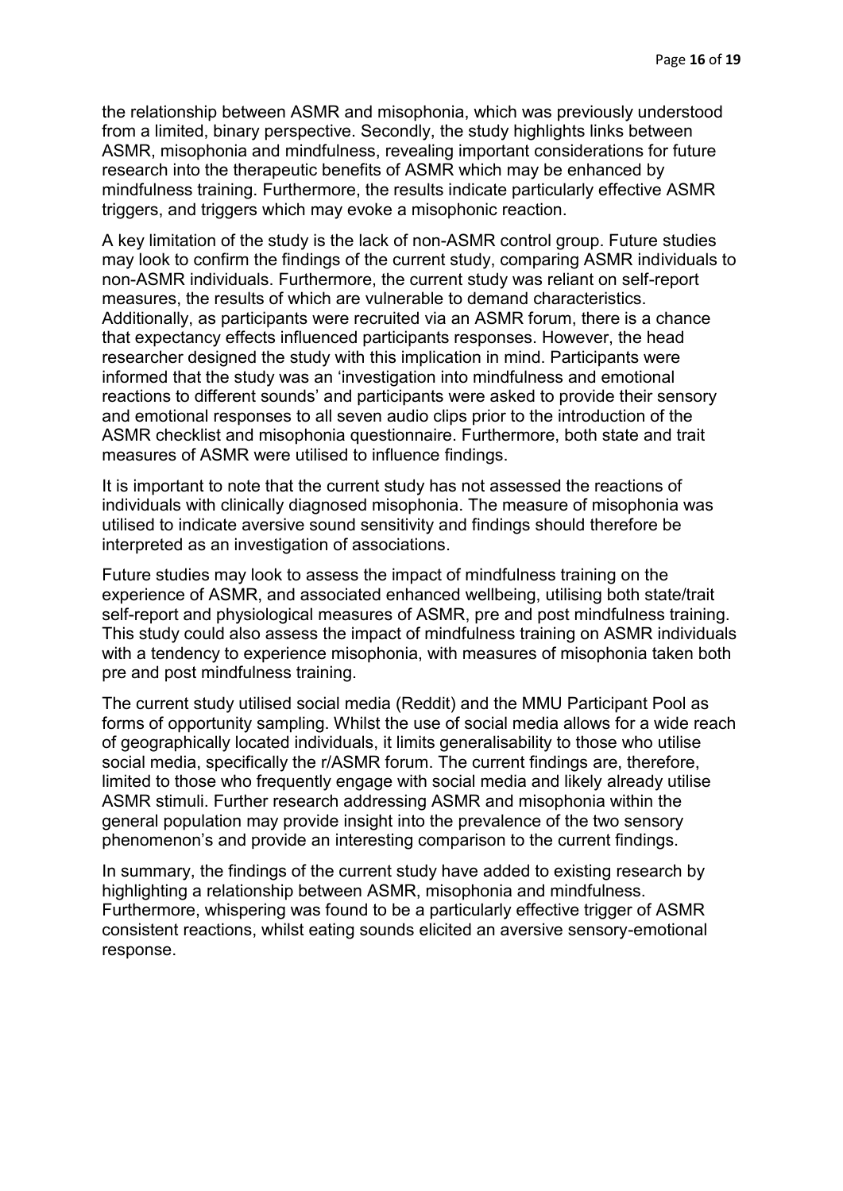the relationship between ASMR and misophonia, which was previously understood from a limited, binary perspective. Secondly, the study highlights links between ASMR, misophonia and mindfulness, revealing important considerations for future research into the therapeutic benefits of ASMR which may be enhanced by mindfulness training. Furthermore, the results indicate particularly effective ASMR triggers, and triggers which may evoke a misophonic reaction.

A key limitation of the study is the lack of non-ASMR control group. Future studies may look to confirm the findings of the current study, comparing ASMR individuals to non-ASMR individuals. Furthermore, the current study was reliant on self-report measures, the results of which are vulnerable to demand characteristics. Additionally, as participants were recruited via an ASMR forum, there is a chance that expectancy effects influenced participants responses. However, the head researcher designed the study with this implication in mind. Participants were informed that the study was an 'investigation into mindfulness and emotional reactions to different sounds' and participants were asked to provide their sensory and emotional responses to all seven audio clips prior to the introduction of the ASMR checklist and misophonia questionnaire. Furthermore, both state and trait measures of ASMR were utilised to influence findings.

It is important to note that the current study has not assessed the reactions of individuals with clinically diagnosed misophonia. The measure of misophonia was utilised to indicate aversive sound sensitivity and findings should therefore be interpreted as an investigation of associations.

Future studies may look to assess the impact of mindfulness training on the experience of ASMR, and associated enhanced wellbeing, utilising both state/trait self-report and physiological measures of ASMR, pre and post mindfulness training. This study could also assess the impact of mindfulness training on ASMR individuals with a tendency to experience misophonia, with measures of misophonia taken both pre and post mindfulness training.

The current study utilised social media (Reddit) and the MMU Participant Pool as forms of opportunity sampling. Whilst the use of social media allows for a wide reach of geographically located individuals, it limits generalisability to those who utilise social media, specifically the r/ASMR forum. The current findings are, therefore, limited to those who frequently engage with social media and likely already utilise ASMR stimuli. Further research addressing ASMR and misophonia within the general population may provide insight into the prevalence of the two sensory phenomenon's and provide an interesting comparison to the current findings.

In summary, the findings of the current study have added to existing research by highlighting a relationship between ASMR, misophonia and mindfulness. Furthermore, whispering was found to be a particularly effective trigger of ASMR consistent reactions, whilst eating sounds elicited an aversive sensory-emotional response.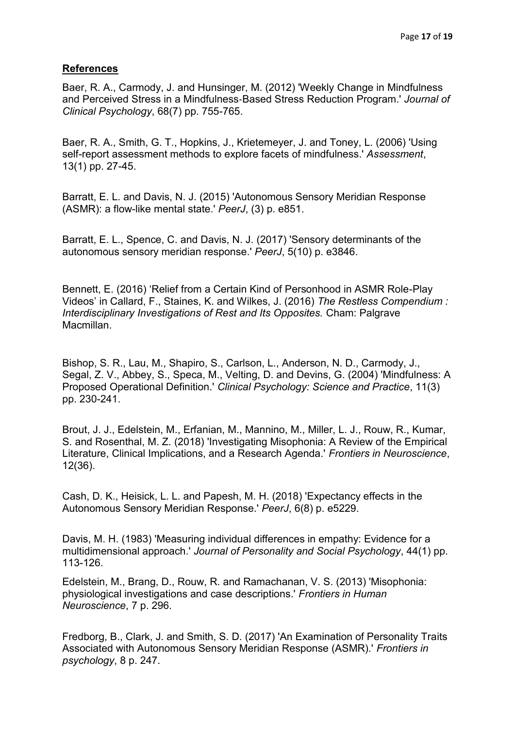## References

Baer, R. A., Carmody, J. and Hunsinger, M. (2012) 'Weekly Change in Mindfulness and Perceived Stress in a Mindfulness-Based Stress Reduction Program.' *Journal of Clinical Psychology*, 68(7) pp. 755-765.

Baer, R. A., Smith, G. T., Hopkins, J., Krietemeyer, J. and Toney, L. (2006) 'Using self-report assessment methods to explore facets of mindfulness.' *Assessment*, 13(1) pp. 27-45.

Barratt, E. L. and Davis, N. J. (2015) 'Autonomous Sensory Meridian Response (ASMR): a flow-like mental state.' *PeerJ*, (3) p. e851.

Barratt, E. L., Spence, C. and Davis, N. J. (2017) 'Sensory determinants of the autonomous sensory meridian response.' *PeerJ*, 5(10) p. e3846.

Bennett, E. (2016) 'Relief from a Certain Kind of Personhood in ASMR Role-Play Videos' in Callard, F., Staines, K. and Wilkes, J. (2016) *The Restless Compendium : Interdisciplinary Investigations of Rest and Its Opposites.* Cham: Palgrave Macmillan.

Bishop, S. R., Lau, M., Shapiro, S., Carlson, L., Anderson, N. D., Carmody, J., Segal, Z. V., Abbey, S., Speca, M., Velting, D. and Devins, G. (2004) 'Mindfulness: A Proposed Operational Definition.' *Clinical Psychology: Science and Practice*, 11(3) pp. 230-241.

Brout, J. J., Edelstein, M., Erfanian, M., Mannino, M., Miller, L. J., Rouw, R., Kumar, S. and Rosenthal, M. Z. (2018) 'Investigating Misophonia: A Review of the Empirical Literature, Clinical Implications, and a Research Agenda.' *Frontiers in Neuroscience*, 12(36).

Cash, D. K., Heisick, L. L. and Papesh, M. H. (2018) 'Expectancy effects in the Autonomous Sensory Meridian Response.' *PeerJ*, 6(8) p. e5229.

Davis, M. H. (1983) 'Measuring individual differences in empathy: Evidence for a multidimensional approach.' *Journal of Personality and Social Psychology*, 44(1) pp. 113-126.

Edelstein, M., Brang, D., Rouw, R. and Ramachanan, V. S. (2013) 'Misophonia: physiological investigations and case descriptions.' *Frontiers in Human Neuroscience*, 7 p. 296.

Fredborg, B., Clark, J. and Smith, S. D. (2017) 'An Examination of Personality Traits Associated with Autonomous Sensory Meridian Response (ASMR).' *Frontiers in psychology*, 8 p. 247.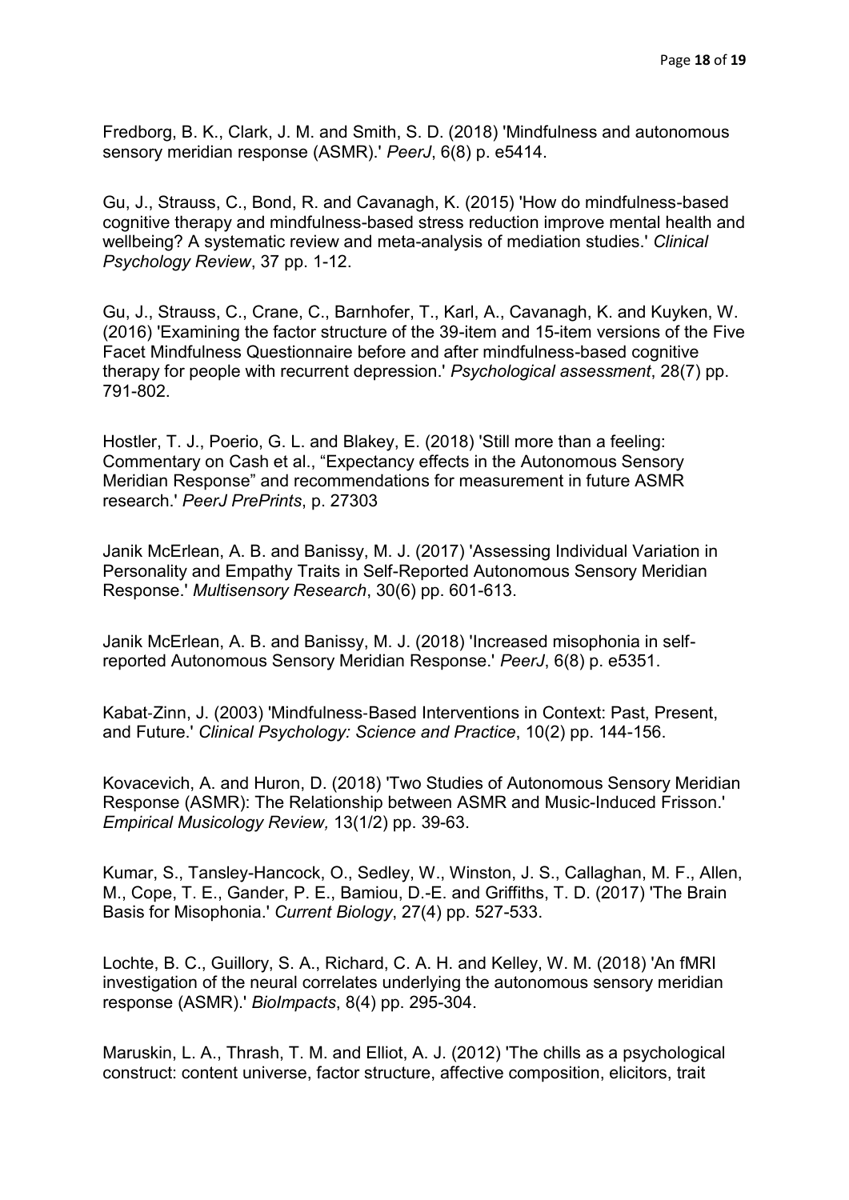Fredborg, B. K., Clark, J. M. and Smith, S. D. (2018) 'Mindfulness and autonomous sensory meridian response (ASMR).' *PeerJ*, 6(8) p. e5414.

Gu, J., Strauss, C., Bond, R. and Cavanagh, K. (2015) 'How do mindfulness-based cognitive therapy and mindfulness-based stress reduction improve mental health and wellbeing? A systematic review and meta-analysis of mediation studies.' *Clinical Psychology Review*, 37 pp. 1-12.

Gu, J., Strauss, C., Crane, C., Barnhofer, T., Karl, A., Cavanagh, K. and Kuyken, W. (2016) 'Examining the factor structure of the 39-item and 15-item versions of the Five Facet Mindfulness Questionnaire before and after mindfulness-based cognitive therapy for people with recurrent depression.' *Psychological assessment*, 28(7) pp. 791-802.

Hostler, T. J., Poerio, G. L. and Blakey, E. (2018) 'Still more than a feeling: Commentary on Cash et al., "Expectancy effects in the Autonomous Sensory Meridian Response" and recommendations for measurement in future ASMR research.' *PeerJ PrePrints*, p. 27303

Janik McErlean, A. B. and Banissy, M. J. (2017) 'Assessing Individual Variation in Personality and Empathy Traits in Self-Reported Autonomous Sensory Meridian Response.' *Multisensory Research*, 30(6) pp. 601-613.

Janik McErlean, A. B. and Banissy, M. J. (2018) 'Increased misophonia in self-reported Autonomous Sensory Meridian Response.' *PeerJ*, 6(8) p. e5351.

Kabat-Zinn, J. (2003) 'Mindfulness-Based Interventions in Context: Past, Present, and Future.' *Clinical Psychology: Science and Practice*, 10(2) pp. 144-156.

Kovacevich, A. and Huron, D. (2018) 'Two Studies of Autonomous Sensory Meridian Response (ASMR): The Relationship between ASMR and Music-Induced Frisson.' *Empirical Musicology Review,* 13(1/2) pp. 39-63.

Kumar, S., Tansley-Hancock, O., Sedley, W., Winston, J. S., Callaghan, M. F., Allen, M., Cope, T. E., Gander, P. E., Bamiou, D.-E. and Griffiths, T. D. (2017) 'The Brain Basis for Misophonia.' *Current Biology*, 27(4) pp. 527-533.

Lochte, B. C., Guillory, S. A., Richard, C. A. H. and Kelley, W. M. (2018) 'An fMRI investigation of the neural correlates underlying the autonomous sensory meridian response (ASMR).' *BioImpacts*, 8(4) pp. 295-304.

Maruskin, L. A., Thrash, T. M. and Elliot, A. J. (2012) 'The chills as a psychological construct: content universe, factor structure, affective composition, elicitors, trait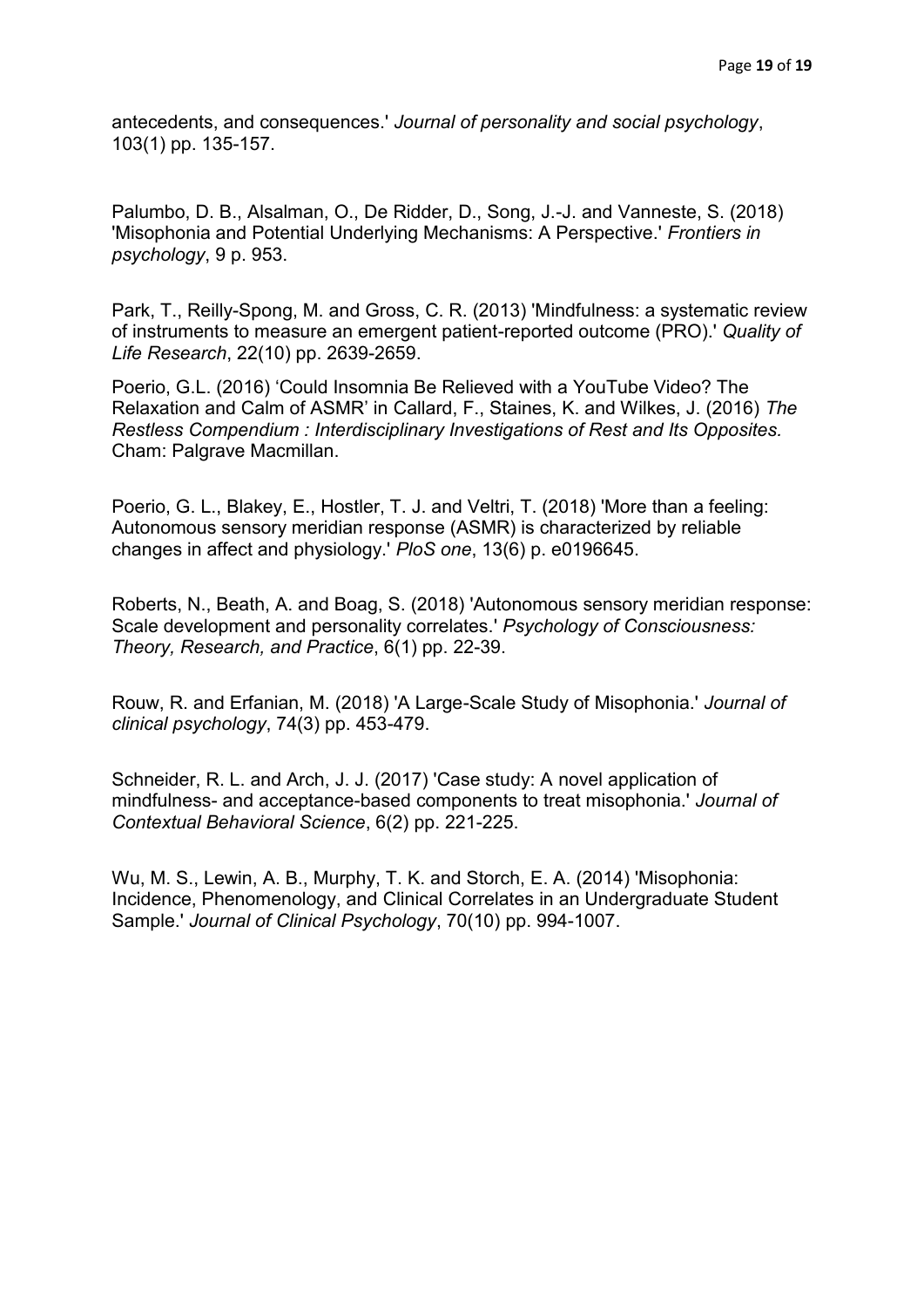antecedents, and consequences.' *Journal of personality and social psychology*, 103(1) pp. 135-157.

Palumbo, D. B., Alsalman, O., De Ridder, D., Song, J.-J. and Vanneste, S. (2018) 'Misophonia and Potential Underlying Mechanisms: A Perspective.' *Frontiers in psychology*, 9 p. 953.

Park, T., Reilly-Spong, M. and Gross, C. R. (2013) 'Mindfulness: a systematic review of instruments to measure an emergent patient-reported outcome (PRO).' *Quality of Life Research*, 22(10) pp. 2639-2659.

Poerio, G.L. (2016) 'Could Insomnia Be Relieved with a YouTube Video? The Relaxation and Calm of ASMR' in Callard, F., Staines, K. and Wilkes, J. (2016) *The Restless Compendium : Interdisciplinary Investigations of Rest and Its Opposites.* Cham: Palgrave Macmillan.

Poerio, G. L., Blakey, E., Hostler, T. J. and Veltri, T. (2018) 'More than a feeling: Autonomous sensory meridian response (ASMR) is characterized by reliable changes in affect and physiology.' *PloS one*, 13(6) p. e0196645.

Roberts, N., Beath, A. and Boag, S. (2018) 'Autonomous sensory meridian response: Scale development and personality correlates.' *Psychology of Consciousness: Theory, Research, and Practice*, 6(1) pp. 22-39.

Rouw, R. and Erfanian, M. (2018) 'A Large-Scale Study of Misophonia.' *Journal of clinical psychology*, 74(3) pp. 453-479.

Schneider, R. L. and Arch, J. J. (2017) 'Case study: A novel application of mindfulness- and acceptance-based components to treat misophonia.' *Journal of Contextual Behavioral Science*, 6(2) pp. 221-225.

Wu, M. S., Lewin, A. B., Murphy, T. K. and Storch, E. A. (2014) 'Misophonia: Incidence, Phenomenology, and Clinical Correlates in an Undergraduate Student Sample.' *Journal of Clinical Psychology*, 70(10) pp. 994-1007.